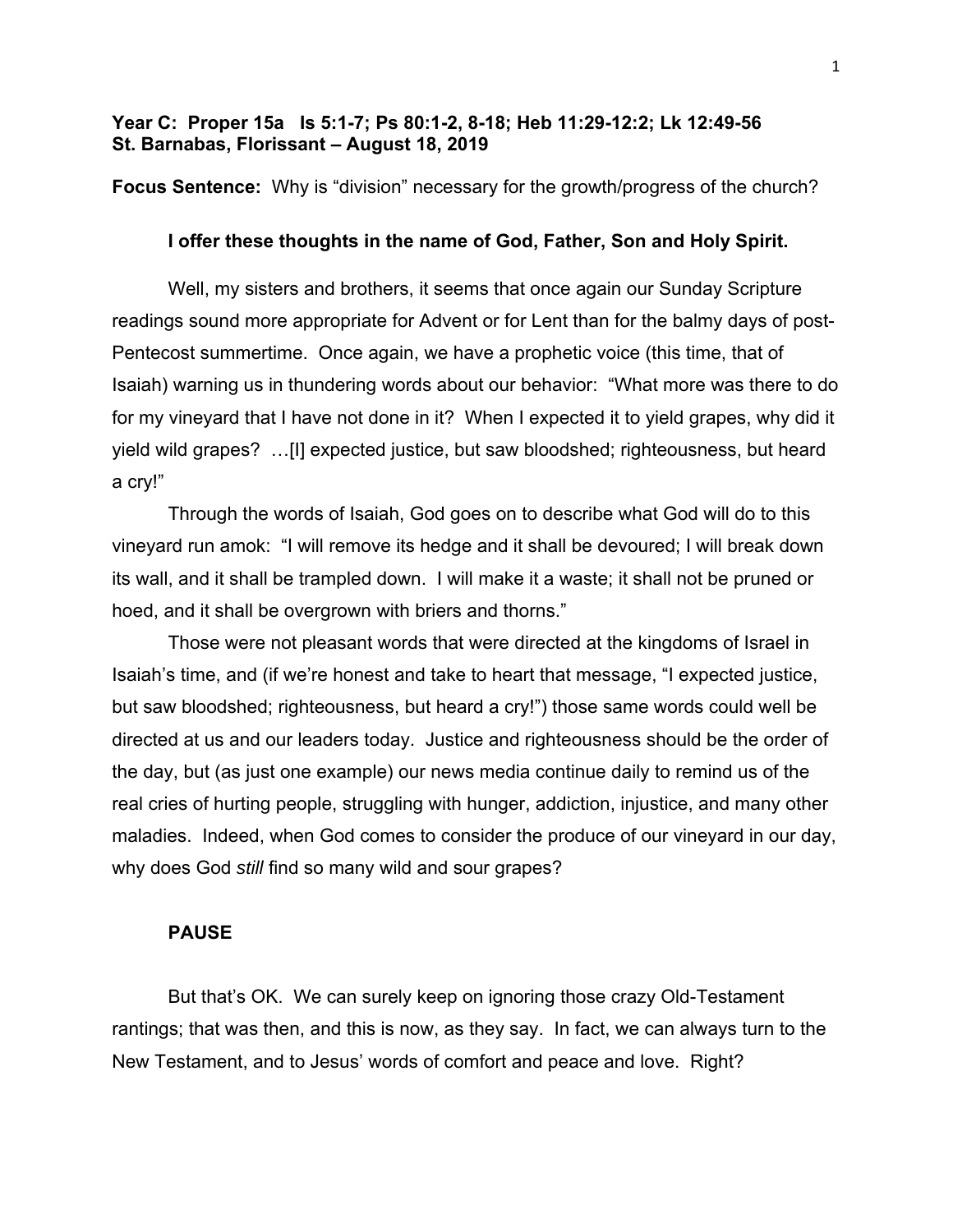**Year C: Proper 15a Is 5:1-7; Ps 80:1-2, 8-18; Heb 11:29-12:2; Lk 12:49-56**
**St. Barnabas, Florissant – August 18, 2019**

**Focus Sentence:** Why is "division" necessary for the growth/progress of the church?

**I offer these thoughts in the name of God, Father, Son and Holy Spirit.**

Well, my sisters and brothers, it seems that once again our Sunday Scripture readings sound more appropriate for Advent or for Lent than for the balmy days of post-Pentecost summertime. Once again, we have a prophetic voice (this time, that of Isaiah) warning us in thundering words about our behavior: "What more was there to do for my vineyard that I have not done in it? When I expected it to yield grapes, why did it yield wild grapes? …[I] expected justice, but saw bloodshed; righteousness, but heard a cry!"

Through the words of Isaiah, God goes on to describe what God will do to this vineyard run amok: "I will remove its hedge and it shall be devoured; I will break down its wall, and it shall be trampled down. I will make it a waste; it shall not be pruned or hoed, and it shall be overgrown with briers and thorns."

Those were not pleasant words that were directed at the kingdoms of Israel in Isaiah's time, and (if we're honest and take to heart that message, "I expected justice, but saw bloodshed; righteousness, but heard a cry!") those same words could well be directed at us and our leaders today. Justice and righteousness should be the order of the day, but (as just one example) our news media continue daily to remind us of the real cries of hurting people, struggling with hunger, addiction, injustice, and many other maladies. Indeed, when God comes to consider the produce of our vineyard in our day, why does God *still* find so many wild and sour grapes?

**PAUSE**

But that's OK. We can surely keep on ignoring those crazy Old-Testament rantings; that was then, and this is now, as they say. In fact, we can always turn to the New Testament, and to Jesus' words of comfort and peace and love. Right?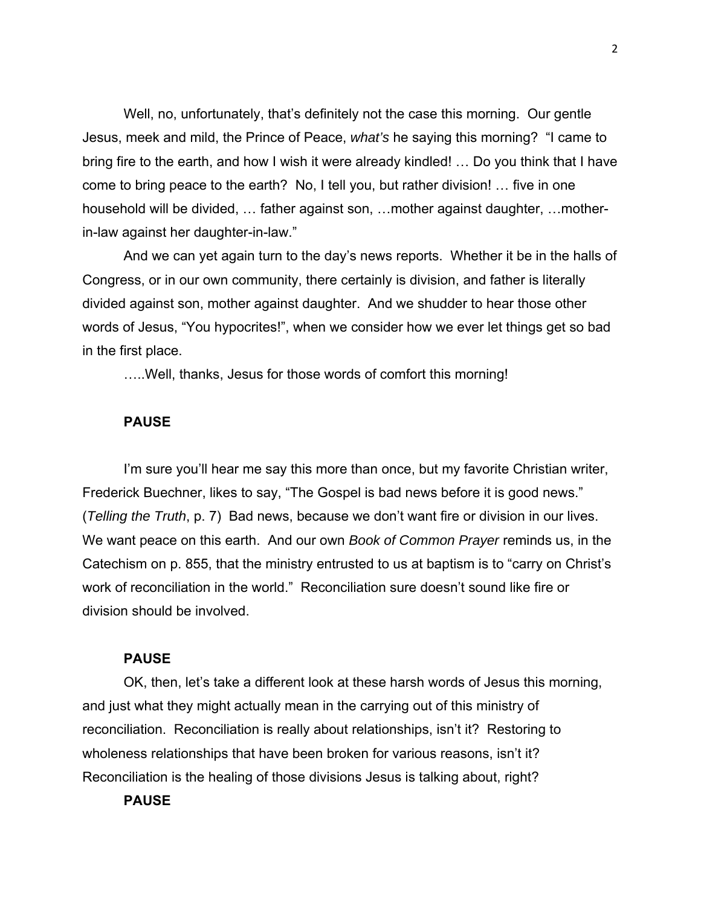Well, no, unfortunately, that's definitely not the case this morning. Our gentle Jesus, meek and mild, the Prince of Peace, *what's* he saying this morning? "I came to bring fire to the earth, and how I wish it were already kindled! … Do you think that I have come to bring peace to the earth? No, I tell you, but rather division! … five in one household will be divided, … father against son, …mother against daughter, …mother-in-law against her daughter-in-law."

And we can yet again turn to the day's news reports. Whether it be in the halls of Congress, or in our own community, there certainly is division, and father is literally divided against son, mother against daughter. And we shudder to hear those other words of Jesus, "You hypocrites!", when we consider how we ever let things get so bad in the first place.

…..Well, thanks, Jesus for those words of comfort this morning!

**PAUSE**

I'm sure you'll hear me say this more than once, but my favorite Christian writer, Frederick Buechner, likes to say, "The Gospel is bad news before it is good news." (*Telling the Truth*, p. 7) Bad news, because we don't want fire or division in our lives. We want peace on this earth. And our own *Book of Common Prayer* reminds us, in the Catechism on p. 855, that the ministry entrusted to us at baptism is to "carry on Christ's work of reconciliation in the world." Reconciliation sure doesn't sound like fire or division should be involved.

**PAUSE**

OK, then, let's take a different look at these harsh words of Jesus this morning, and just what they might actually mean in the carrying out of this ministry of reconciliation. Reconciliation is really about relationships, isn't it? Restoring to wholeness relationships that have been broken for various reasons, isn't it? Reconciliation is the healing of those divisions Jesus is talking about, right?

**PAUSE**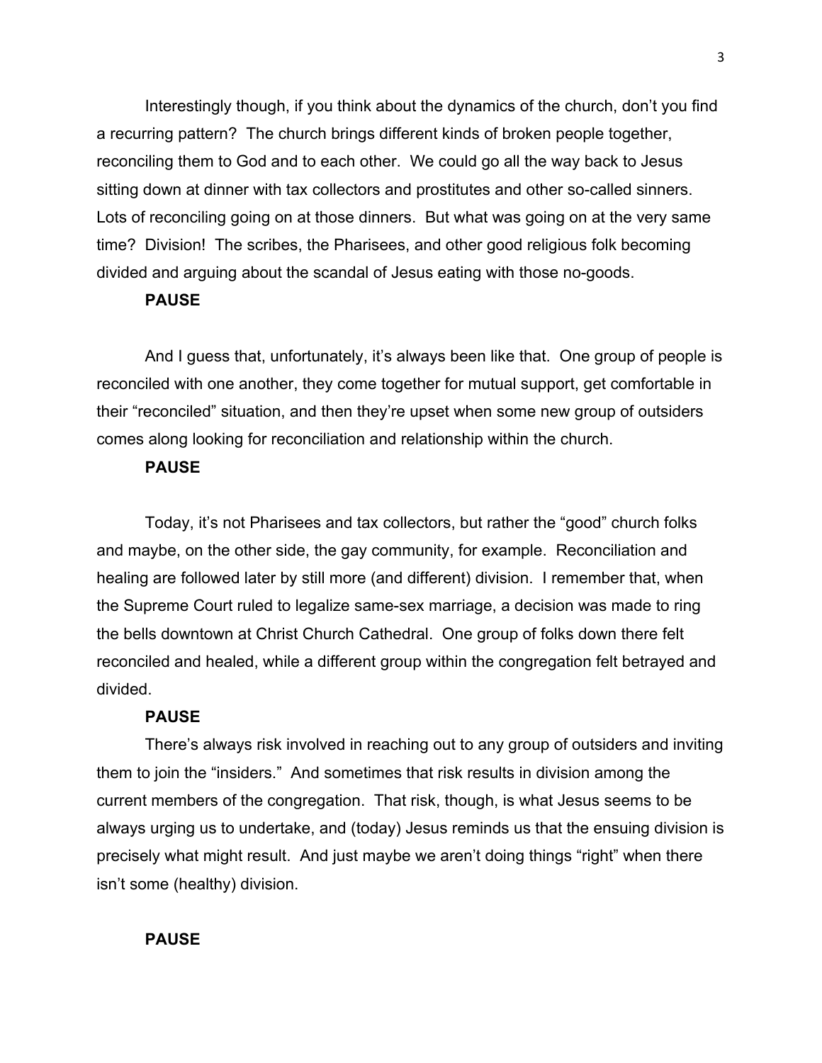Interestingly though, if you think about the dynamics of the church, don't you find a recurring pattern? The church brings different kinds of broken people together, reconciling them to God and to each other. We could go all the way back to Jesus sitting down at dinner with tax collectors and prostitutes and other so-called sinners. Lots of reconciling going on at those dinners. But what was going on at the very same time? Division! The scribes, the Pharisees, and other good religious folk becoming divided and arguing about the scandal of Jesus eating with those no-goods.

**PAUSE**

And I guess that, unfortunately, it's always been like that. One group of people is reconciled with one another, they come together for mutual support, get comfortable in their "reconciled" situation, and then they're upset when some new group of outsiders comes along looking for reconciliation and relationship within the church.

**PAUSE**

Today, it's not Pharisees and tax collectors, but rather the "good" church folks and maybe, on the other side, the gay community, for example. Reconciliation and healing are followed later by still more (and different) division. I remember that, when the Supreme Court ruled to legalize same-sex marriage, a decision was made to ring the bells downtown at Christ Church Cathedral. One group of folks down there felt reconciled and healed, while a different group within the congregation felt betrayed and divided.

**PAUSE**

There's always risk involved in reaching out to any group of outsiders and inviting them to join the "insiders." And sometimes that risk results in division among the current members of the congregation. That risk, though, is what Jesus seems to be always urging us to undertake, and (today) Jesus reminds us that the ensuing division is precisely what might result. And just maybe we aren't doing things "right" when there isn't some (healthy) division.

**PAUSE**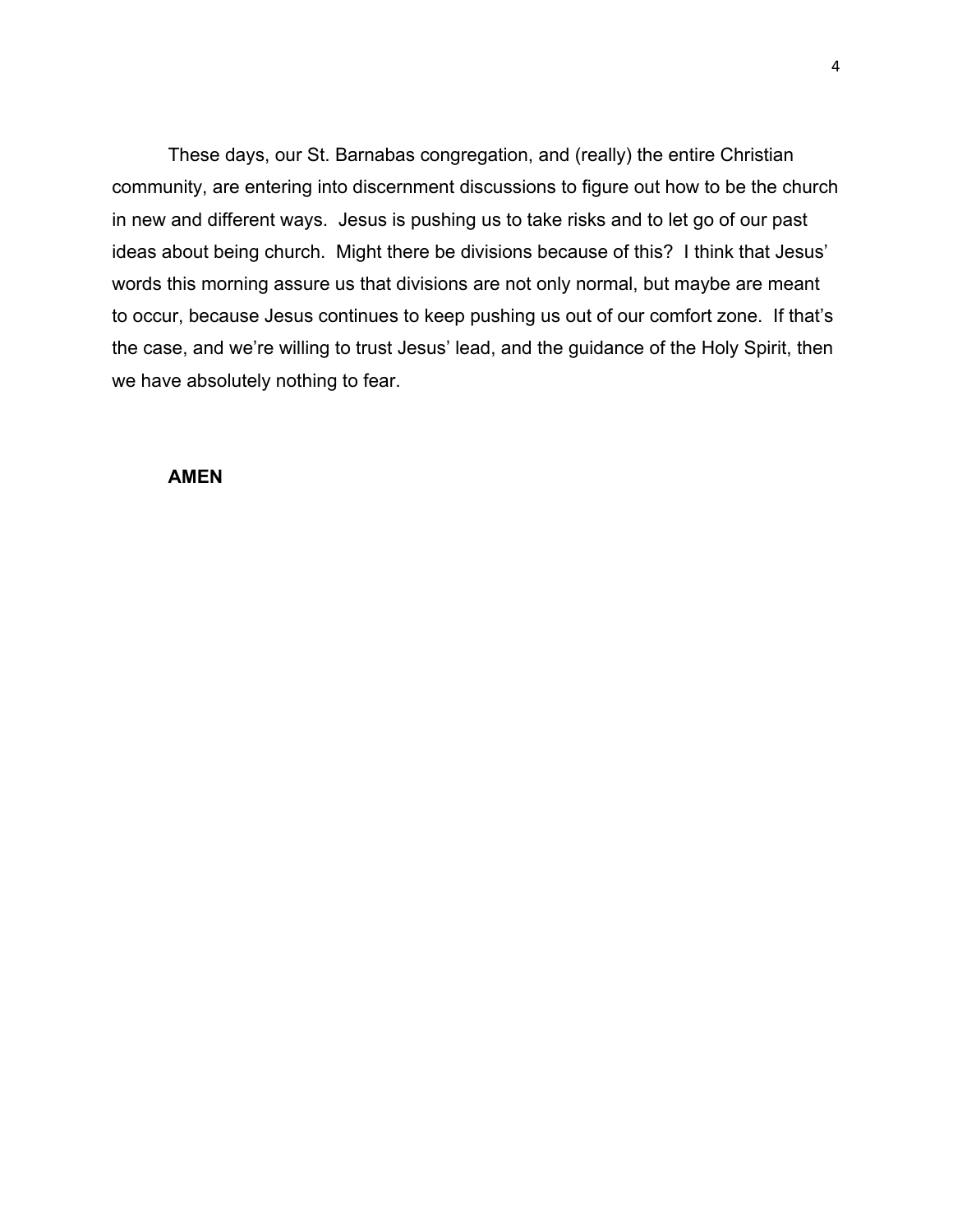These days, our St. Barnabas congregation, and (really) the entire Christian community, are entering into discernment discussions to figure out how to be the church in new and different ways. Jesus is pushing us to take risks and to let go of our past ideas about being church. Might there be divisions because of this? I think that Jesus' words this morning assure us that divisions are not only normal, but maybe are meant to occur, because Jesus continues to keep pushing us out of our comfort zone. If that's the case, and we're willing to trust Jesus' lead, and the guidance of the Holy Spirit, then we have absolutely nothing to fear.

**AMEN**